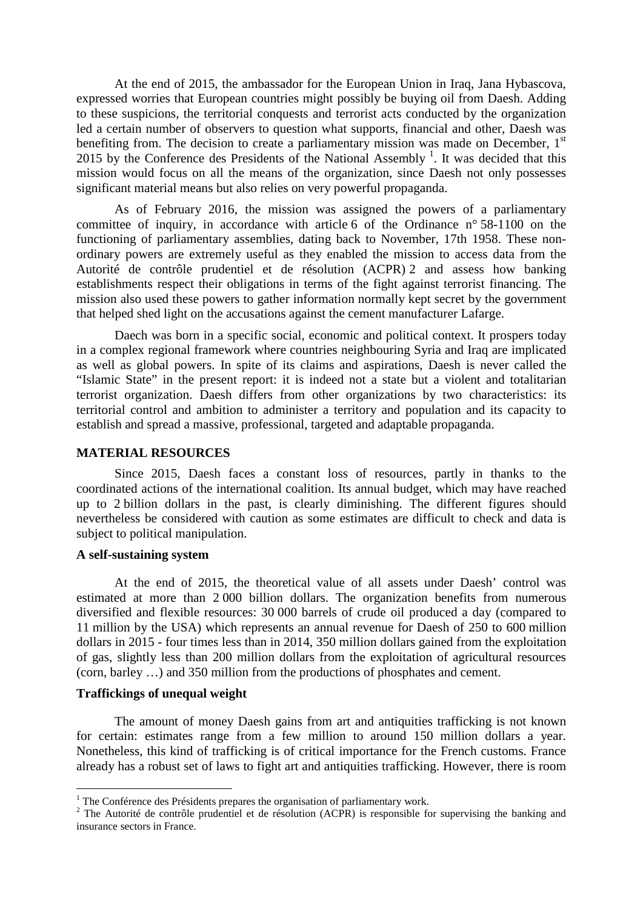At the end of 2015, the ambassador for the European Union in Iraq, Jana Hybascova, expressed worries that European countries might possibly be buying oil from Daesh. Adding to these suspicions, the territorial conquests and terrorist acts conducted by the organization led a certain number of observers to question what supports, financial and other, Daesh was benefiting from. The decision to create a parliamentary mission was made on December, 1st 2015 by the Conference des Presidents of the National Assembly [1]. It was decided that this mission would focus on all the means of the organization, since Daesh not only possesses significant material means but also relies on very powerful propaganda.

As of February 2016, the mission was assigned the powers of a parliamentary committee of inquiry, in accordance with article 6 of the Ordinance n° 58-1100 on the functioning of parliamentary assemblies, dating back to November, 17th 1958. These non-ordinary powers are extremely useful as they enabled the mission to access data from the Autorité de contrôle prudentiel et de résolution (ACPR) [2] and assess how banking establishments respect their obligations in terms of the fight against terrorist financing. The mission also used these powers to gather information normally kept secret by the government that helped shed light on the accusations against the cement manufacturer Lafarge.

Daech was born in a specific social, economic and political context. It prospers today in a complex regional framework where countries neighbouring Syria and Iraq are implicated as well as global powers. In spite of its claims and aspirations, Daesh is never called the "Islamic State" in the present report: it is indeed not a state but a violent and totalitarian terrorist organization. Daesh differs from other organizations by two characteristics: its territorial control and ambition to administer a territory and population and its capacity to establish and spread a massive, professional, targeted and adaptable propaganda.

## MATERIAL RESOURCES

Since 2015, Daesh faces a constant loss of resources, partly in thanks to the coordinated actions of the international coalition. Its annual budget, which may have reached up to 2 billion dollars in the past, is clearly diminishing. The different figures should nevertheless be considered with caution as some estimates are difficult to check and data is subject to political manipulation.

### A self-sustaining system

At the end of 2015, the theoretical value of all assets under Daesh' control was estimated at more than 2 000 billion dollars. The organization benefits from numerous diversified and flexible resources: 30 000 barrels of crude oil produced a day (compared to 11 million by the USA) which represents an annual revenue for Daesh of 250 to 600 million dollars in 2015 - four times less than in 2014, 350 million dollars gained from the exploitation of gas, slightly less than 200 million dollars from the exploitation of agricultural resources (corn, barley …) and 350 million from the productions of phosphates and cement.

### Traffickings of unequal weight

The amount of money Daesh gains from art and antiquities trafficking is not known for certain: estimates range from a few million to around 150 million dollars a year. Nonetheless, this kind of trafficking is of critical importance for the French customs. France already has a robust set of laws to fight art and antiquities trafficking. However, there is room

[1] The Conférence des Présidents prepares the organisation of parliamentary work.

[2] The Autorité de contrôle prudentiel et de résolution (ACPR) is responsible for supervising the banking and insurance sectors in France.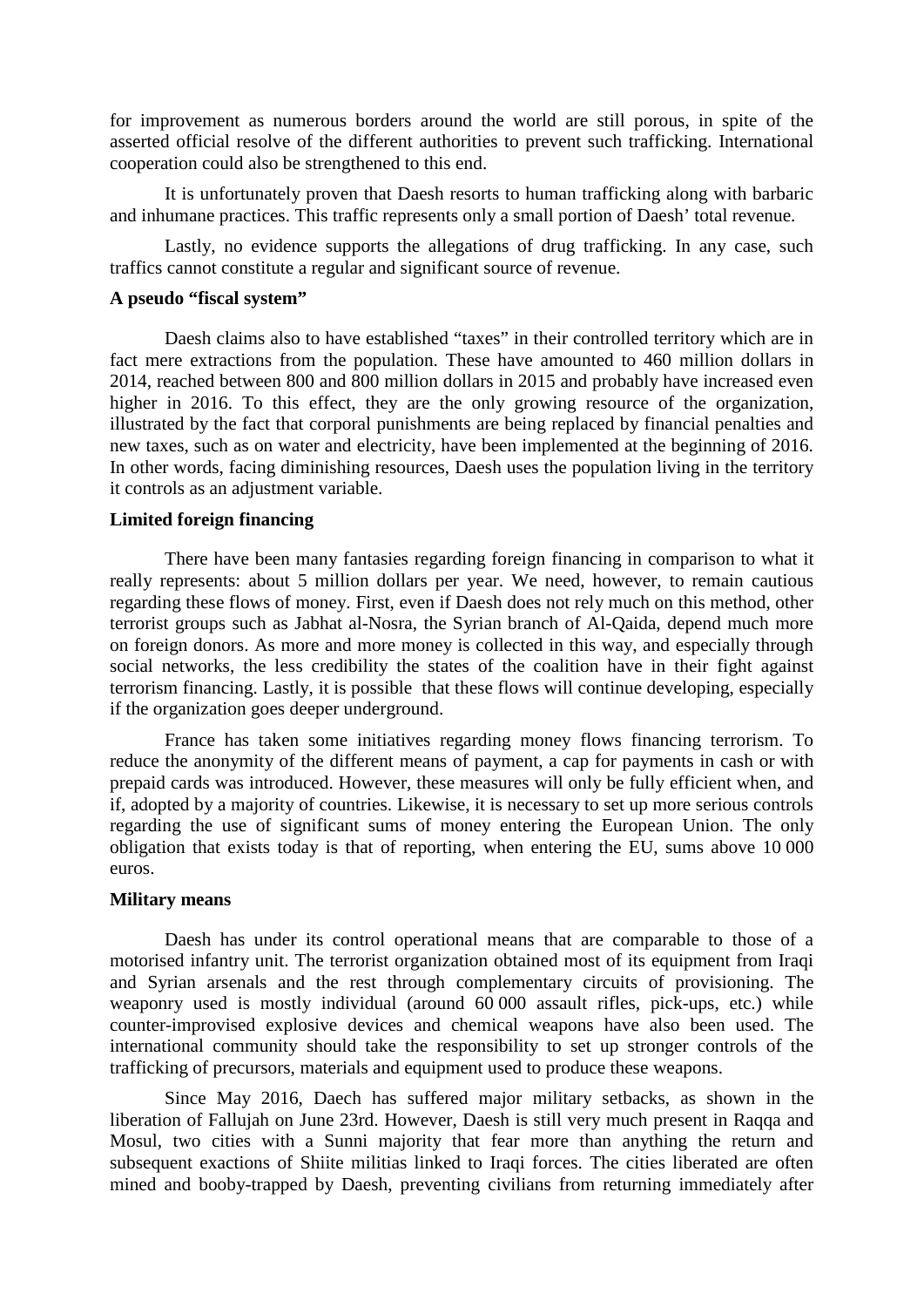for improvement as numerous borders around the world are still porous, in spite of the asserted official resolve of the different authorities to prevent such trafficking. International cooperation could also be strengthened to this end.

It is unfortunately proven that Daesh resorts to human trafficking along with barbaric and inhumane practices. This traffic represents only a small portion of Daesh' total revenue.

Lastly, no evidence supports the allegations of drug trafficking. In any case, such traffics cannot constitute a regular and significant source of revenue.

**A pseudo "fiscal system"**

Daesh claims also to have established "taxes" in their controlled territory which are in fact mere extractions from the population. These have amounted to 460 million dollars in 2014, reached between 800 and 800 million dollars in 2015 and probably have increased even higher in 2016. To this effect, they are the only growing resource of the organization, illustrated by the fact that corporal punishments are being replaced by financial penalties and new taxes, such as on water and electricity, have been implemented at the beginning of 2016. In other words, facing diminishing resources, Daesh uses the population living in the territory it controls as an adjustment variable.

**Limited foreign financing**

There have been many fantasies regarding foreign financing in comparison to what it really represents: about 5 million dollars per year. We need, however, to remain cautious regarding these flows of money. First, even if Daesh does not rely much on this method, other terrorist groups such as Jabhat al-Nosra, the Syrian branch of Al-Qaida, depend much more on foreign donors. As more and more money is collected in this way, and especially through social networks, the less credibility the states of the coalition have in their fight against terrorism financing. Lastly, it is possible that these flows will continue developing, especially if the organization goes deeper underground.

France has taken some initiatives regarding money flows financing terrorism. To reduce the anonymity of the different means of payment, a cap for payments in cash or with prepaid cards was introduced. However, these measures will only be fully efficient when, and if, adopted by a majority of countries. Likewise, it is necessary to set up more serious controls regarding the use of significant sums of money entering the European Union. The only obligation that exists today is that of reporting, when entering the EU, sums above 10 000 euros.

**Military means**

Daesh has under its control operational means that are comparable to those of a motorised infantry unit. The terrorist organization obtained most of its equipment from Iraqi and Syrian arsenals and the rest through complementary circuits of provisioning. The weaponry used is mostly individual (around 60 000 assault rifles, pick-ups, etc.) while counter-improvised explosive devices and chemical weapons have also been used. The international community should take the responsibility to set up stronger controls of the trafficking of precursors, materials and equipment used to produce these weapons.

Since May 2016, Daech has suffered major military setbacks, as shown in the liberation of Fallujah on June 23rd. However, Daesh is still very much present in Raqqa and Mosul, two cities with a Sunni majority that fear more than anything the return and subsequent exactions of Shiite militias linked to Iraqi forces. The cities liberated are often mined and booby-trapped by Daesh, preventing civilians from returning immediately after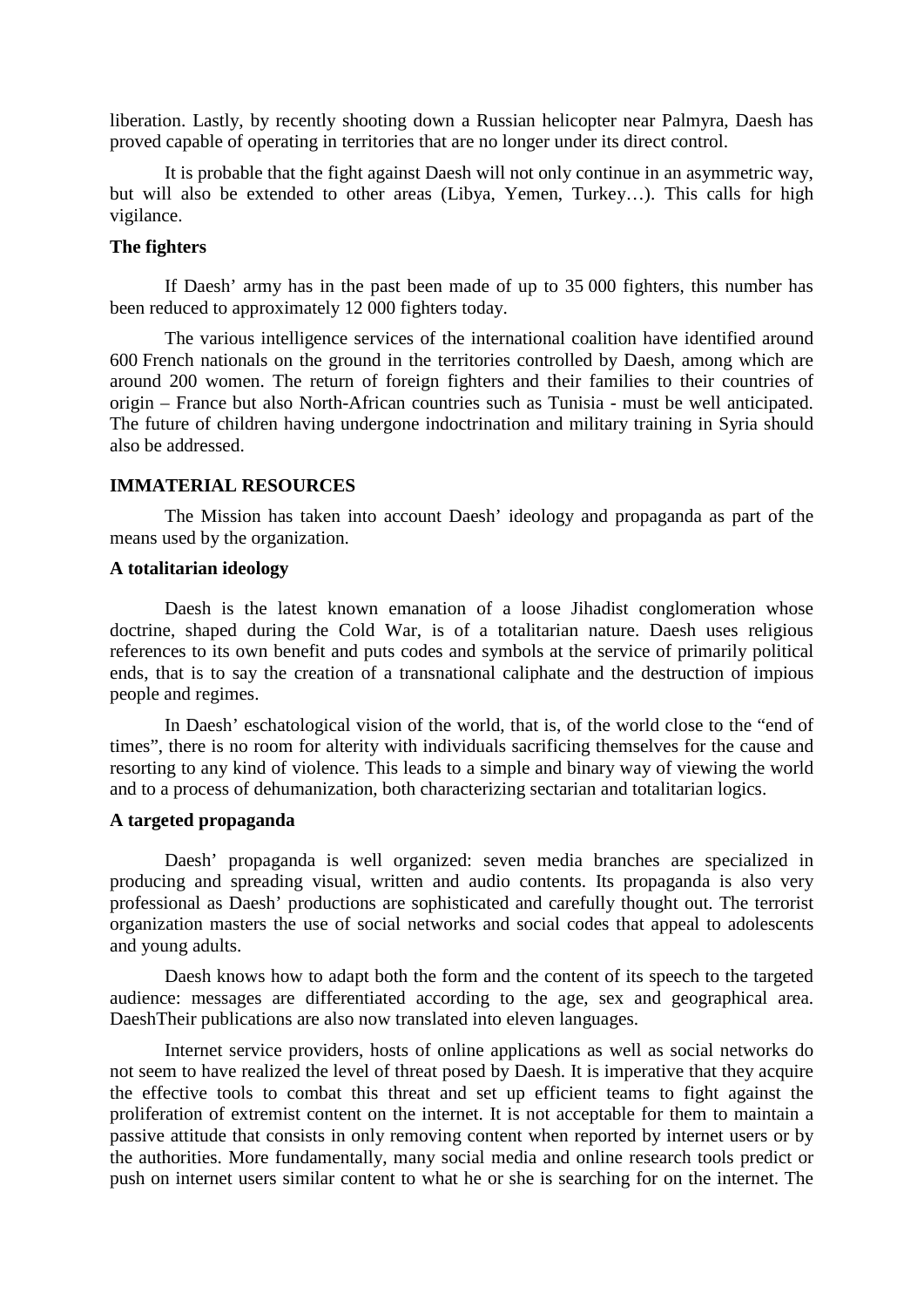liberation. Lastly, by recently shooting down a Russian helicopter near Palmyra, Daesh has proved capable of operating in territories that are no longer under its direct control.

It is probable that the fight against Daesh will not only continue in an asymmetric way, but will also be extended to other areas (Libya, Yemen, Turkey…). This calls for high vigilance.

**The fighters**

If Daesh' army has in the past been made of up to 35 000 fighters, this number has been reduced to approximately 12 000 fighters today.

The various intelligence services of the international coalition have identified around 600 French nationals on the ground in the territories controlled by Daesh, among which are around 200 women. The return of foreign fighters and their families to their countries of origin – France but also North-African countries such as Tunisia - must be well anticipated. The future of children having undergone indoctrination and military training in Syria should also be addressed.

**IMMATERIAL RESOURCES**

The Mission has taken into account Daesh' ideology and propaganda as part of the means used by the organization.

**A totalitarian ideology**

Daesh is the latest known emanation of a loose Jihadist conglomeration whose doctrine, shaped during the Cold War, is of a totalitarian nature. Daesh uses religious references to its own benefit and puts codes and symbols at the service of primarily political ends, that is to say the creation of a transnational caliphate and the destruction of impious people and regimes.

In Daesh' eschatological vision of the world, that is, of the world close to the "end of times", there is no room for alterity with individuals sacrificing themselves for the cause and resorting to any kind of violence. This leads to a simple and binary way of viewing the world and to a process of dehumanization, both characterizing sectarian and totalitarian logics.

**A targeted propaganda**

Daesh' propaganda is well organized: seven media branches are specialized in producing and spreading visual, written and audio contents. Its propaganda is also very professional as Daesh' productions are sophisticated and carefully thought out. The terrorist organization masters the use of social networks and social codes that appeal to adolescents and young adults.

Daesh knows how to adapt both the form and the content of its speech to the targeted audience: messages are differentiated according to the age, sex and geographical area. DaeshTheir publications are also now translated into eleven languages.

Internet service providers, hosts of online applications as well as social networks do not seem to have realized the level of threat posed by Daesh. It is imperative that they acquire the effective tools to combat this threat and set up efficient teams to fight against the proliferation of extremist content on the internet. It is not acceptable for them to maintain a passive attitude that consists in only removing content when reported by internet users or by the authorities. More fundamentally, many social media and online research tools predict or push on internet users similar content to what he or she is searching for on the internet. The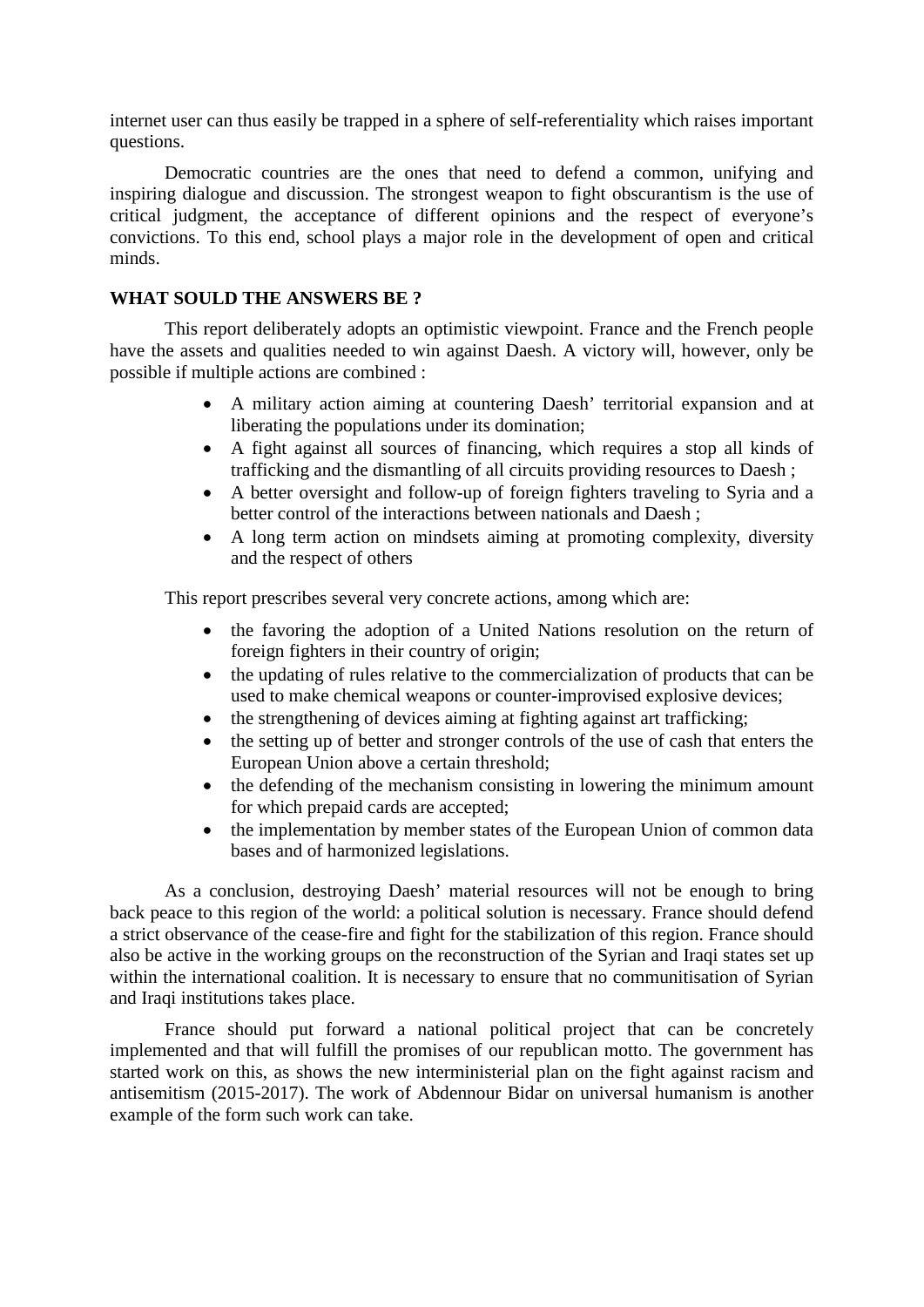internet user can thus easily be trapped in a sphere of self-referentiality which raises important questions.

Democratic countries are the ones that need to defend a common, unifying and inspiring dialogue and discussion. The strongest weapon to fight obscurantism is the use of critical judgment, the acceptance of different opinions and the respect of everyone's convictions. To this end, school plays a major role in the development of open and critical minds.

**WHAT SOULD THE ANSWERS BE ?**

This report deliberately adopts an optimistic viewpoint. France and the French people have the assets and qualities needed to win against Daesh. A victory will, however, only be possible if multiple actions are combined :

- A military action aiming at countering Daesh' territorial expansion and at liberating the populations under its domination;
- A fight against all sources of financing, which requires a stop all kinds of trafficking and the dismantling of all circuits providing resources to Daesh ;
- A better oversight and follow-up of foreign fighters traveling to Syria and a better control of the interactions between nationals and Daesh ;
- A long term action on mindsets aiming at promoting complexity, diversity and the respect of others

This report prescribes several very concrete actions, among which are:

- the favoring the adoption of a United Nations resolution on the return of foreign fighters in their country of origin;
- the updating of rules relative to the commercialization of products that can be used to make chemical weapons or counter-improvised explosive devices;
- the strengthening of devices aiming at fighting against art trafficking;
- the setting up of better and stronger controls of the use of cash that enters the European Union above a certain threshold;
- the defending of the mechanism consisting in lowering the minimum amount for which prepaid cards are accepted;
- the implementation by member states of the European Union of common data bases and of harmonized legislations.

As a conclusion, destroying Daesh' material resources will not be enough to bring back peace to this region of the world: a political solution is necessary. France should defend a strict observance of the cease-fire and fight for the stabilization of this region. France should also be active in the working groups on the reconstruction of the Syrian and Iraqi states set up within the international coalition. It is necessary to ensure that no communitisation of Syrian and Iraqi institutions takes place.

France should put forward a national political project that can be concretely implemented and that will fulfill the promises of our republican motto. The government has started work on this, as shows the new interministerial plan on the fight against racism and antisemitism (2015-2017). The work of Abdennour Bidar on universal humanism is another example of the form such work can take.